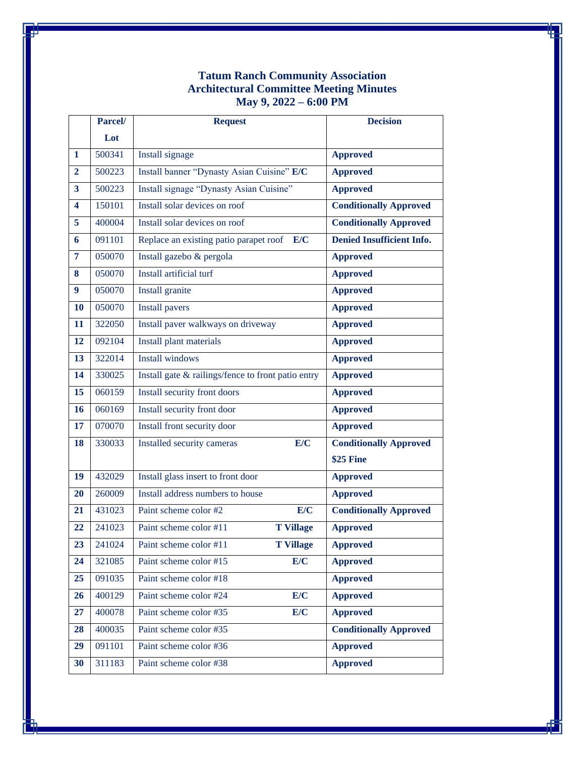# Tatum Ranch Community Association
## Architectural Committee Meeting Minutes
## May 9, 2022 – 6:00 PM

| | Parcel/ Lot | Request | Decision |
|---|---|---|---|
| **1** | 500341 | Install signage | **Approved** |
| **2** | 500223 | Install banner “Dynasty Asian Cuisine” **E/C** | **Approved** |
| **3** | 500223 | Install signage “Dynasty Asian Cuisine” | **Approved** |
| **4** | 150101 | Install solar devices on roof | **Conditionally Approved** |
| **5** | 400004 | Install solar devices on roof | **Conditionally Approved** |
| **6** | 091101 | Replace an existing patio parapet roof **E/C** | **Denied Insufficient Info.** |
| **7** | 050070 | Install gazebo & pergola | **Approved** |
| **8** | 050070 | Install artificial turf | **Approved** |
| **9** | 050070 | Install granite | **Approved** |
| **10** | 050070 | Install pavers | **Approved** |
| **11** | 322050 | Install paver walkways on driveway | **Approved** |
| **12** | 092104 | Install plant materials | **Approved** |
| **13** | 322014 | Install windows | **Approved** |
| **14** | 330025 | Install gate & railings/fence to front patio entry | **Approved** |
| **15** | 060159 | Install security front doors | **Approved** |
| **16** | 060169 | Install security front door | **Approved** |
| **17** | 070070 | Install front security door | **Approved** |
| **18** | 330033 | Installed security cameras **E/C** | **Conditionally Approved $25 Fine** |
| **19** | 432029 | Install glass insert to front door | **Approved** |
| **20** | 260009 | Install address numbers to house | **Approved** |
| **21** | 431023 | Paint scheme color #2 **E/C** | **Conditionally Approved** |
| **22** | 241023 | Paint scheme color #11 **T Village** | **Approved** |
| **23** | 241024 | Paint scheme color #11 **T Village** | **Approved** |
| **24** | 321085 | Paint scheme color #15 **E/C** | **Approved** |
| **25** | 091035 | Paint scheme color #18 | **Approved** |
| **26** | 400129 | Paint scheme color #24 **E/C** | **Approved** |
| **27** | 400078 | Paint scheme color #35 **E/C** | **Approved** |
| **28** | 400035 | Paint scheme color #35 | **Conditionally Approved** |
| **29** | 091101 | Paint scheme color #36 | **Approved** |
| **30** | 311183 | Paint scheme color #38 | **Approved** |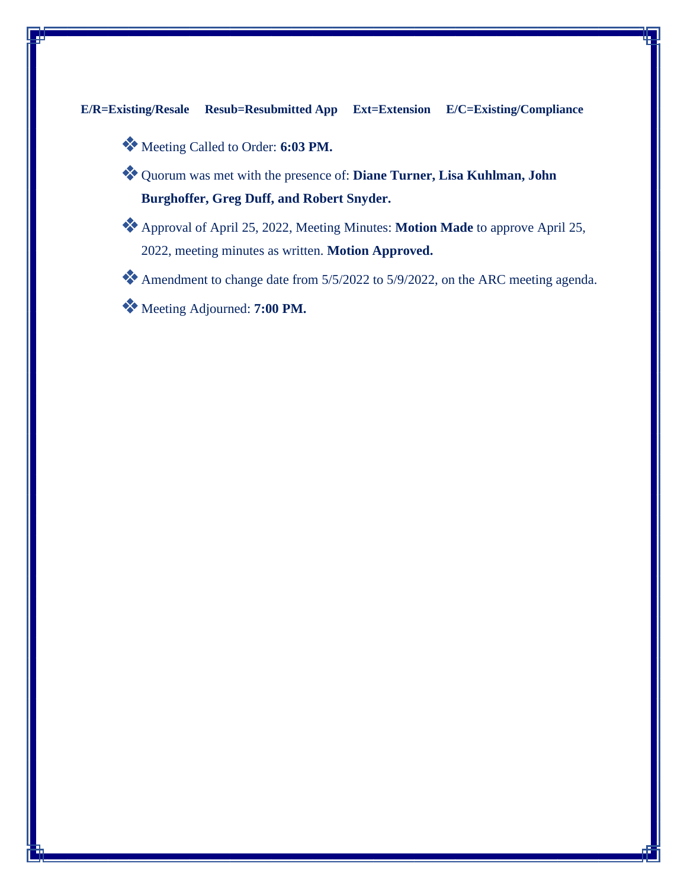**E/R=Existing/Resale  Resub=Resubmitted App  Ext=Extension  E/C=Existing/Compliance**

- Meeting Called to Order: **6:03 PM.**
- Quorum was met with the presence of: **Diane Turner, Lisa Kuhlman, John Burghoffer, Greg Duff, and Robert Snyder.**
- Approval of April 25, 2022, Meeting Minutes: **Motion Made** to approve April 25, 2022, meeting minutes as written. **Motion Approved.**
- Amendment to change date from 5/5/2022 to 5/9/2022, on the ARC meeting agenda.
- Meeting Adjourned: **7:00 PM.**